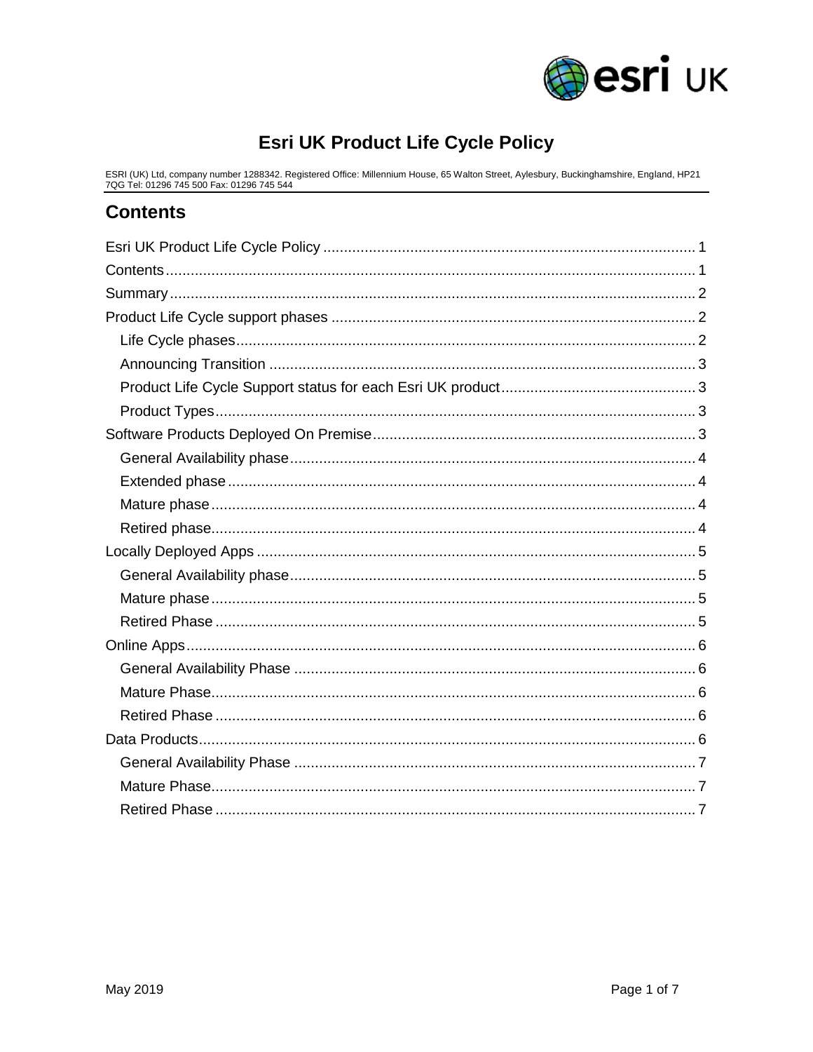# Esri UK Product Life Cycle Policy

ESRI (UK) Ltd, company number 1288342. Registered Office: Millennium House, 65 Walton Street, Aylesbury, Buckinghamshire, England, HP21 7QG Tel: 01296 745 500 Fax: 01296 745 544

## Contents

- Esri UK Product Life Cycle Policy ..... 1
- Contents ..... 1
- Summary ..... 2
- Product Life Cycle support phases ..... 2
  - Life Cycle phases ..... 2
  - Announcing Transition ..... 3
  - Product Life Cycle Support status for each Esri UK product ..... 3
  - Product Types ..... 3
- Software Products Deployed On Premise ..... 3
  - General Availability phase ..... 4
  - Extended phase ..... 4
  - Mature phase ..... 4
  - Retired phase ..... 4
- Locally Deployed Apps ..... 5
  - General Availability phase ..... 5
  - Mature phase ..... 5
  - Retired Phase ..... 5
- Online Apps ..... 6
  - General Availability Phase ..... 6
  - Mature Phase ..... 6
  - Retired Phase ..... 6
- Data Products ..... 6
  - General Availability Phase ..... 7
  - Mature Phase ..... 7
  - Retired Phase ..... 7

May 2019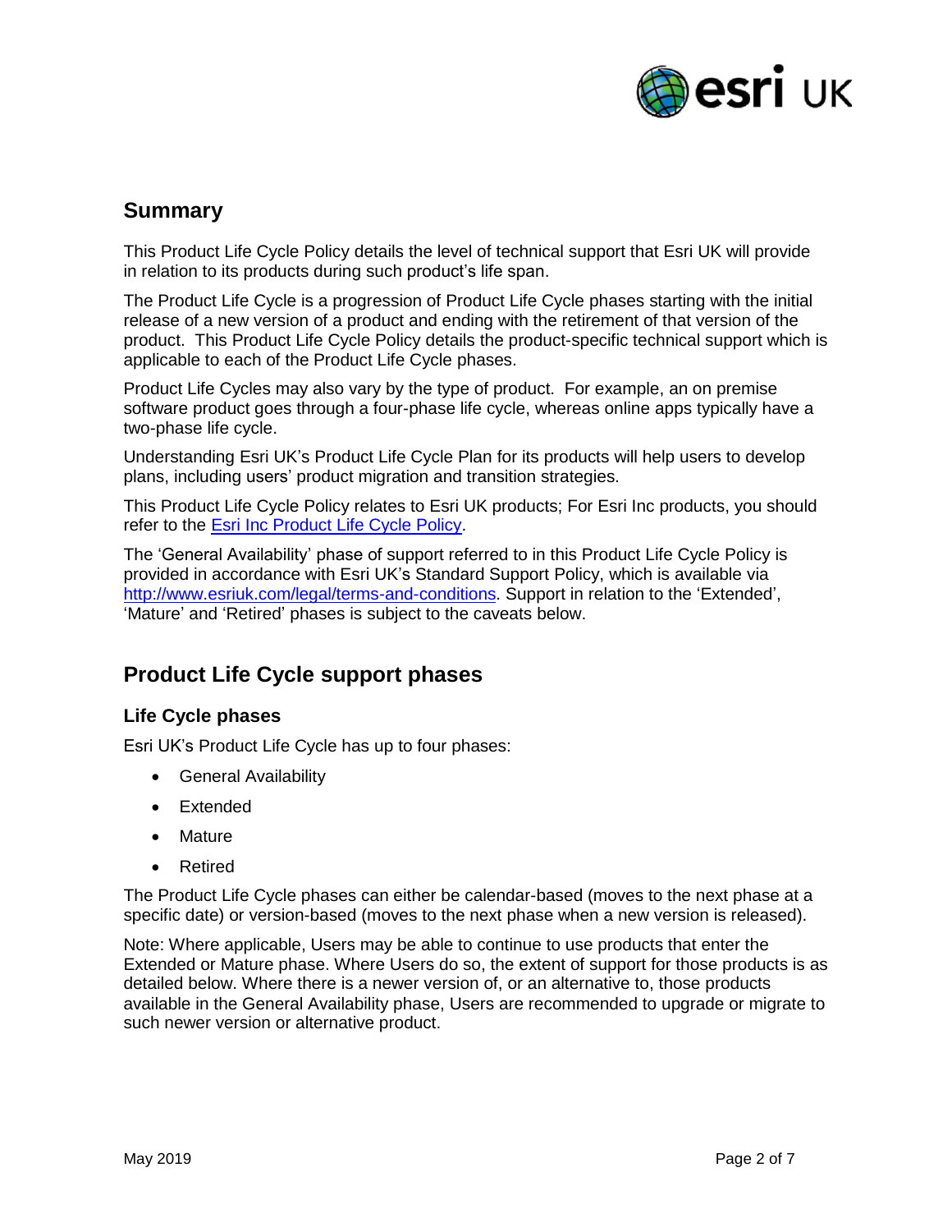## Summary

This Product Life Cycle Policy details the level of technical support that Esri UK will provide in relation to its products during such product's life span.

The Product Life Cycle is a progression of Product Life Cycle phases starting with the initial release of a new version of a product and ending with the retirement of that version of the product. This Product Life Cycle Policy details the product-specific technical support which is applicable to each of the Product Life Cycle phases.

Product Life Cycles may also vary by the type of product. For example, an on premise software product goes through a four-phase life cycle, whereas online apps typically have a two-phase life cycle.

Understanding Esri UK's Product Life Cycle Plan for its products will help users to develop plans, including users' product migration and transition strategies.

This Product Life Cycle Policy relates to Esri UK products; For Esri Inc products, you should refer to the [Esri Inc Product Life Cycle Policy](#).

The 'General Availability' phase of support referred to in this Product Life Cycle Policy is provided in accordance with Esri UK's Standard Support Policy, which is available via [http://www.esriuk.com/legal/terms-and-conditions](http://www.esriuk.com/legal/terms-and-conditions). Support in relation to the 'Extended', 'Mature' and 'Retired' phases is subject to the caveats below.

## Product Life Cycle support phases

### Life Cycle phases

Esri UK's Product Life Cycle has up to four phases:

- General Availability
- Extended
- Mature
- Retired

The Product Life Cycle phases can either be calendar-based (moves to the next phase at a specific date) or version-based (moves to the next phase when a new version is released).

Note: Where applicable, Users may be able to continue to use products that enter the Extended or Mature phase. Where Users do so, the extent of support for those products is as detailed below. Where there is a newer version of, or an alternative to, those products available in the General Availability phase, Users are recommended to upgrade or migrate to such newer version or alternative product.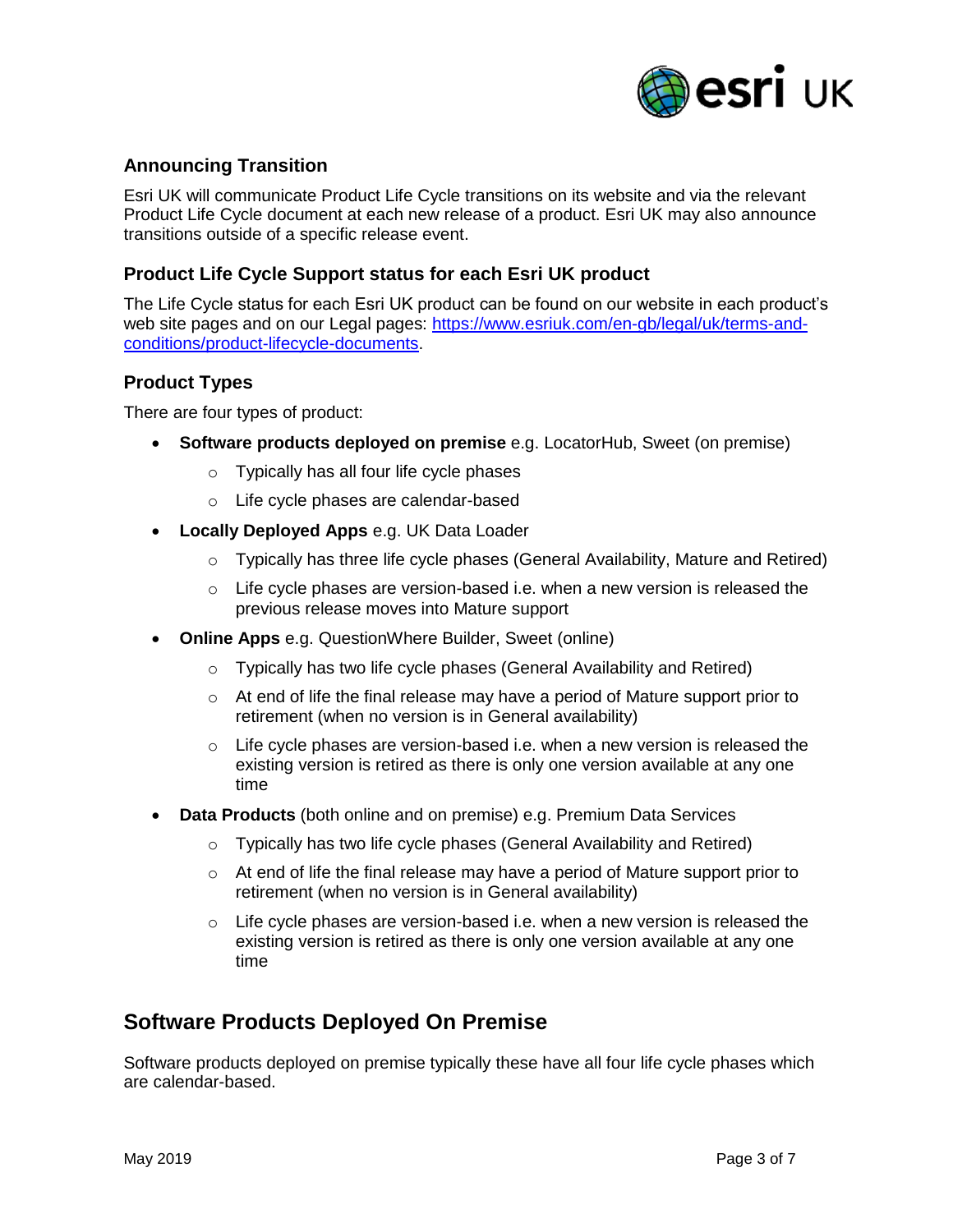### Announcing Transition

Esri UK will communicate Product Life Cycle transitions on its website and via the relevant Product Life Cycle document at each new release of a product. Esri UK may also announce transitions outside of a specific release event.

### Product Life Cycle Support status for each Esri UK product

The Life Cycle status for each Esri UK product can be found on our website in each product's web site pages and on our Legal pages: [https://www.esriuk.com/en-gb/legal/uk/terms-and-conditions/product-lifecycle-documents](https://www.esriuk.com/en-gb/legal/uk/terms-and-conditions/product-lifecycle-documents).

### Product Types

There are four types of product:

- **Software products deployed on premise** e.g. LocatorHub, Sweet (on premise)
  - Typically has all four life cycle phases
  - Life cycle phases are calendar-based
- **Locally Deployed Apps** e.g. UK Data Loader
  - Typically has three life cycle phases (General Availability, Mature and Retired)
  - Life cycle phases are version-based i.e. when a new version is released the previous release moves into Mature support
- **Online Apps** e.g. QuestionWhere Builder, Sweet (online)
  - Typically has two life cycle phases (General Availability and Retired)
  - At end of life the final release may have a period of Mature support prior to retirement (when no version is in General availability)
  - Life cycle phases are version-based i.e. when a new version is released the existing version is retired as there is only one version available at any one time
- **Data Products** (both online and on premise) e.g. Premium Data Services
  - Typically has two life cycle phases (General Availability and Retired)
  - At end of life the final release may have a period of Mature support prior to retirement (when no version is in General availability)
  - Life cycle phases are version-based i.e. when a new version is released the existing version is retired as there is only one version available at any one time

## Software Products Deployed On Premise

Software products deployed on premise typically these have all four life cycle phases which are calendar-based.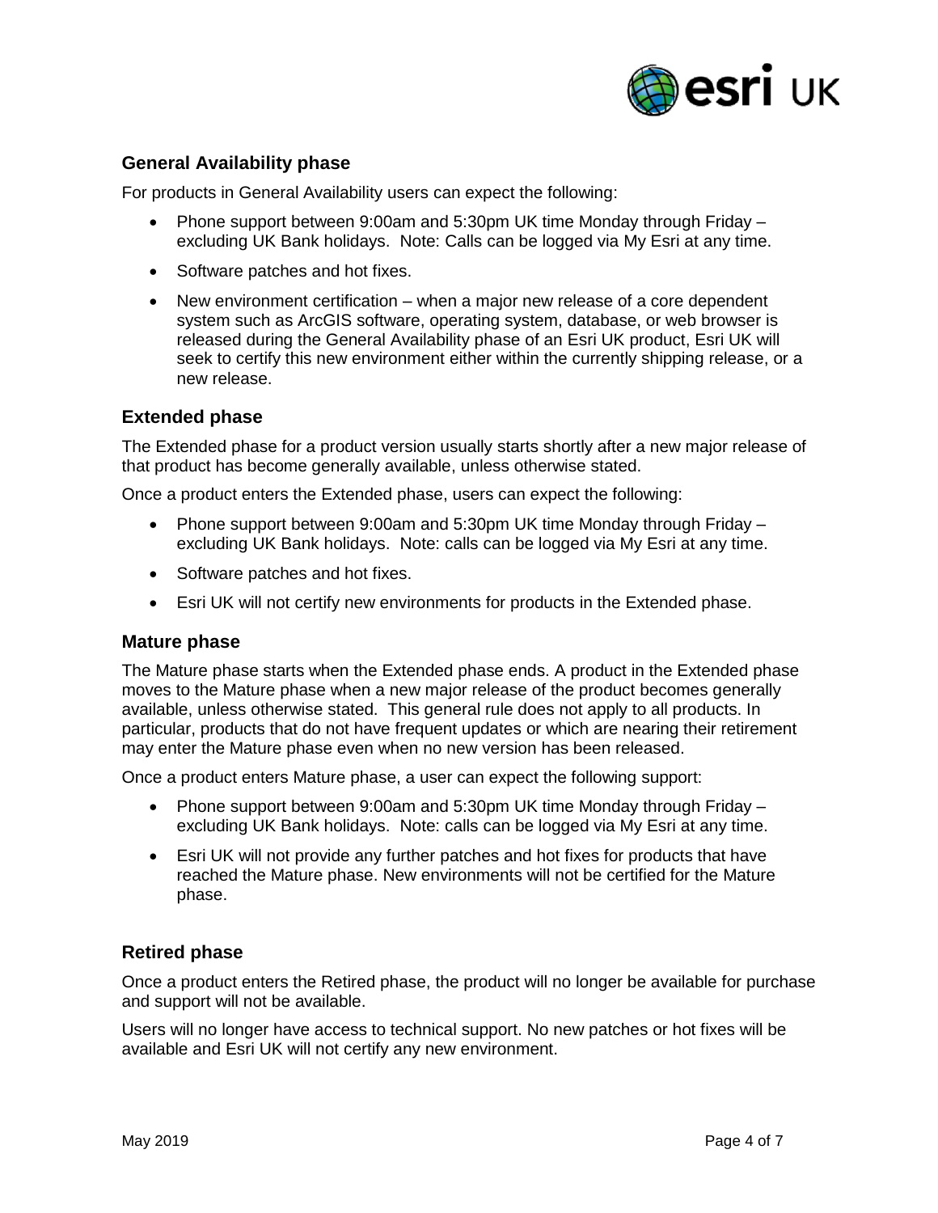### General Availability phase

For products in General Availability users can expect the following:

- Phone support between 9:00am and 5:30pm UK time Monday through Friday – excluding UK Bank holidays. Note: Calls can be logged via My Esri at any time.
- Software patches and hot fixes.
- New environment certification – when a major new release of a core dependent system such as ArcGIS software, operating system, database, or web browser is released during the General Availability phase of an Esri UK product, Esri UK will seek to certify this new environment either within the currently shipping release, or a new release.

### Extended phase

The Extended phase for a product version usually starts shortly after a new major release of that product has become generally available, unless otherwise stated.

Once a product enters the Extended phase, users can expect the following:

- Phone support between 9:00am and 5:30pm UK time Monday through Friday – excluding UK Bank holidays. Note: calls can be logged via My Esri at any time.
- Software patches and hot fixes.
- Esri UK will not certify new environments for products in the Extended phase.

### Mature phase

The Mature phase starts when the Extended phase ends. A product in the Extended phase moves to the Mature phase when a new major release of the product becomes generally available, unless otherwise stated. This general rule does not apply to all products. In particular, products that do not have frequent updates or which are nearing their retirement may enter the Mature phase even when no new version has been released.

Once a product enters Mature phase, a user can expect the following support:

- Phone support between 9:00am and 5:30pm UK time Monday through Friday – excluding UK Bank holidays. Note: calls can be logged via My Esri at any time.
- Esri UK will not provide any further patches and hot fixes for products that have reached the Mature phase. New environments will not be certified for the Mature phase.

### Retired phase

Once a product enters the Retired phase, the product will no longer be available for purchase and support will not be available.

Users will no longer have access to technical support. No new patches or hot fixes will be available and Esri UK will not certify any new environment.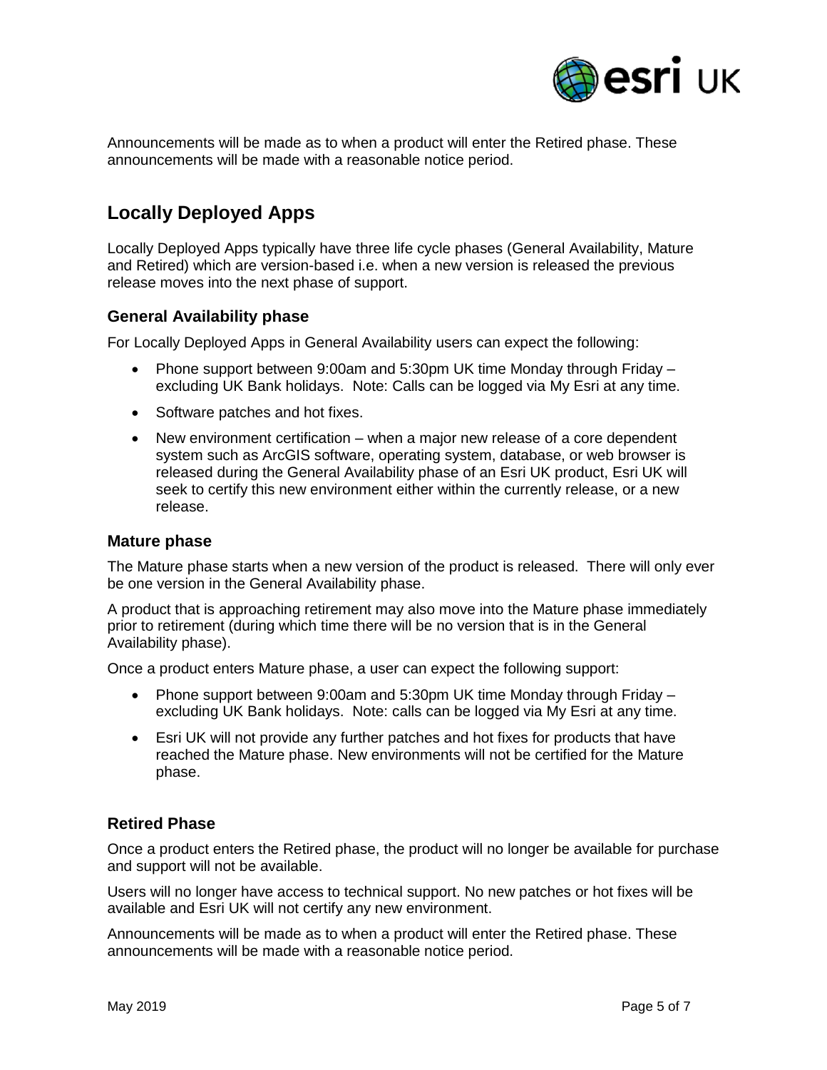Announcements will be made as to when a product will enter the Retired phase. These announcements will be made with a reasonable notice period.

## Locally Deployed Apps

Locally Deployed Apps typically have three life cycle phases (General Availability, Mature and Retired) which are version-based i.e. when a new version is released the previous release moves into the next phase of support.

### General Availability phase

For Locally Deployed Apps in General Availability users can expect the following:

- Phone support between 9:00am and 5:30pm UK time Monday through Friday – excluding UK Bank holidays. Note: Calls can be logged via My Esri at any time.
- Software patches and hot fixes.
- New environment certification – when a major new release of a core dependent system such as ArcGIS software, operating system, database, or web browser is released during the General Availability phase of an Esri UK product, Esri UK will seek to certify this new environment either within the currently release, or a new release.

### Mature phase

The Mature phase starts when a new version of the product is released. There will only ever be one version in the General Availability phase.

A product that is approaching retirement may also move into the Mature phase immediately prior to retirement (during which time there will be no version that is in the General Availability phase).

Once a product enters Mature phase, a user can expect the following support:

- Phone support between 9:00am and 5:30pm UK time Monday through Friday – excluding UK Bank holidays. Note: calls can be logged via My Esri at any time.
- Esri UK will not provide any further patches and hot fixes for products that have reached the Mature phase. New environments will not be certified for the Mature phase.

### Retired Phase

Once a product enters the Retired phase, the product will no longer be available for purchase and support will not be available.

Users will no longer have access to technical support. No new patches or hot fixes will be available and Esri UK will not certify any new environment.

Announcements will be made as to when a product will enter the Retired phase. These announcements will be made with a reasonable notice period.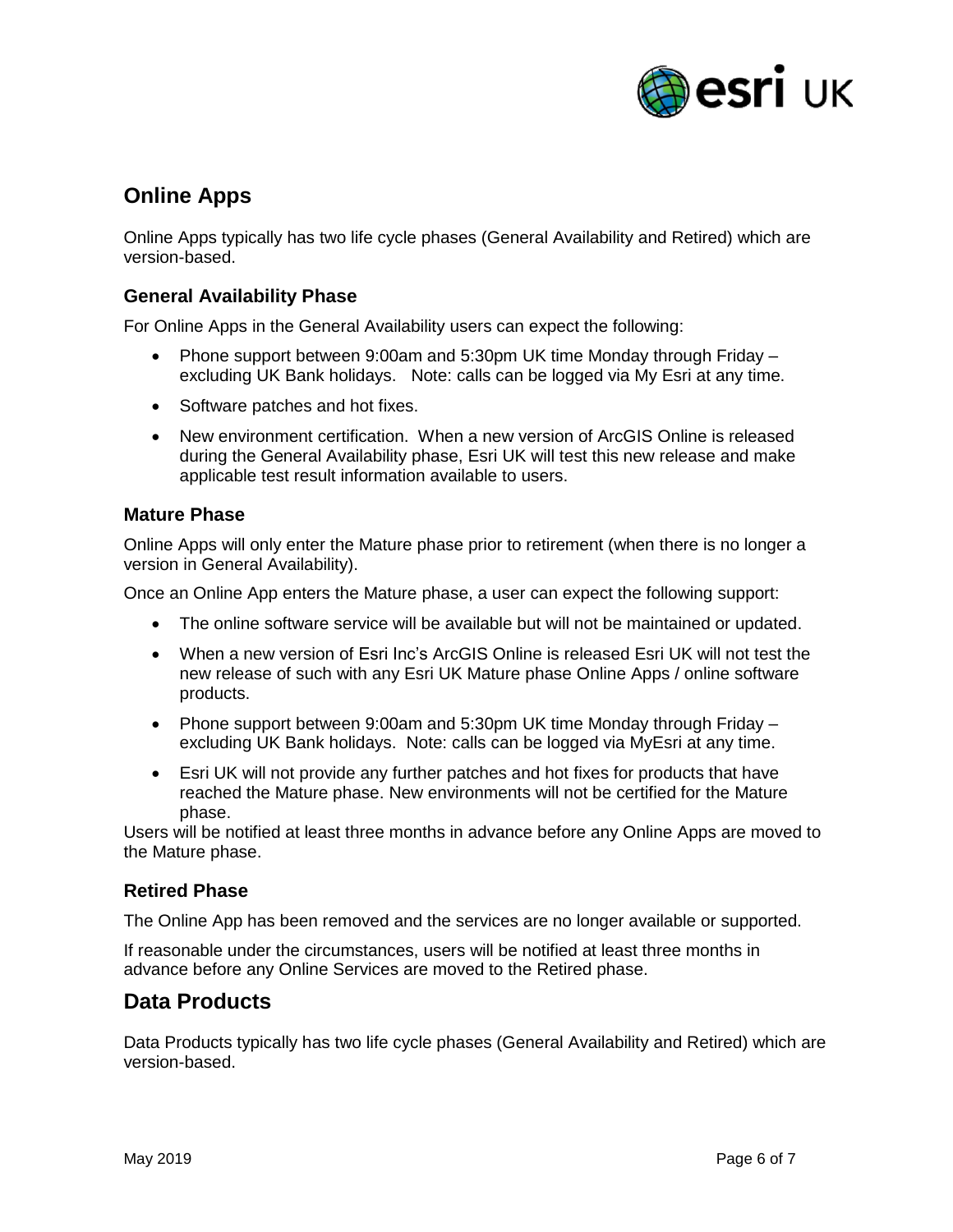## Online Apps

Online Apps typically has two life cycle phases (General Availability and Retired) which are version-based.

### General Availability Phase

For Online Apps in the General Availability users can expect the following:

- Phone support between 9:00am and 5:30pm UK time Monday through Friday – excluding UK Bank holidays. Note: calls can be logged via My Esri at any time.
- Software patches and hot fixes.
- New environment certification. When a new version of ArcGIS Online is released during the General Availability phase, Esri UK will test this new release and make applicable test result information available to users.

### Mature Phase

Online Apps will only enter the Mature phase prior to retirement (when there is no longer a version in General Availability).

Once an Online App enters the Mature phase, a user can expect the following support:

- The online software service will be available but will not be maintained or updated.
- When a new version of Esri Inc's ArcGIS Online is released Esri UK will not test the new release of such with any Esri UK Mature phase Online Apps / online software products.
- Phone support between 9:00am and 5:30pm UK time Monday through Friday – excluding UK Bank holidays. Note: calls can be logged via MyEsri at any time.
- Esri UK will not provide any further patches and hot fixes for products that have reached the Mature phase. New environments will not be certified for the Mature phase.

Users will be notified at least three months in advance before any Online Apps are moved to the Mature phase.

### Retired Phase

The Online App has been removed and the services are no longer available or supported.

If reasonable under the circumstances, users will be notified at least three months in advance before any Online Services are moved to the Retired phase.

## Data Products

Data Products typically has two life cycle phases (General Availability and Retired) which are version-based.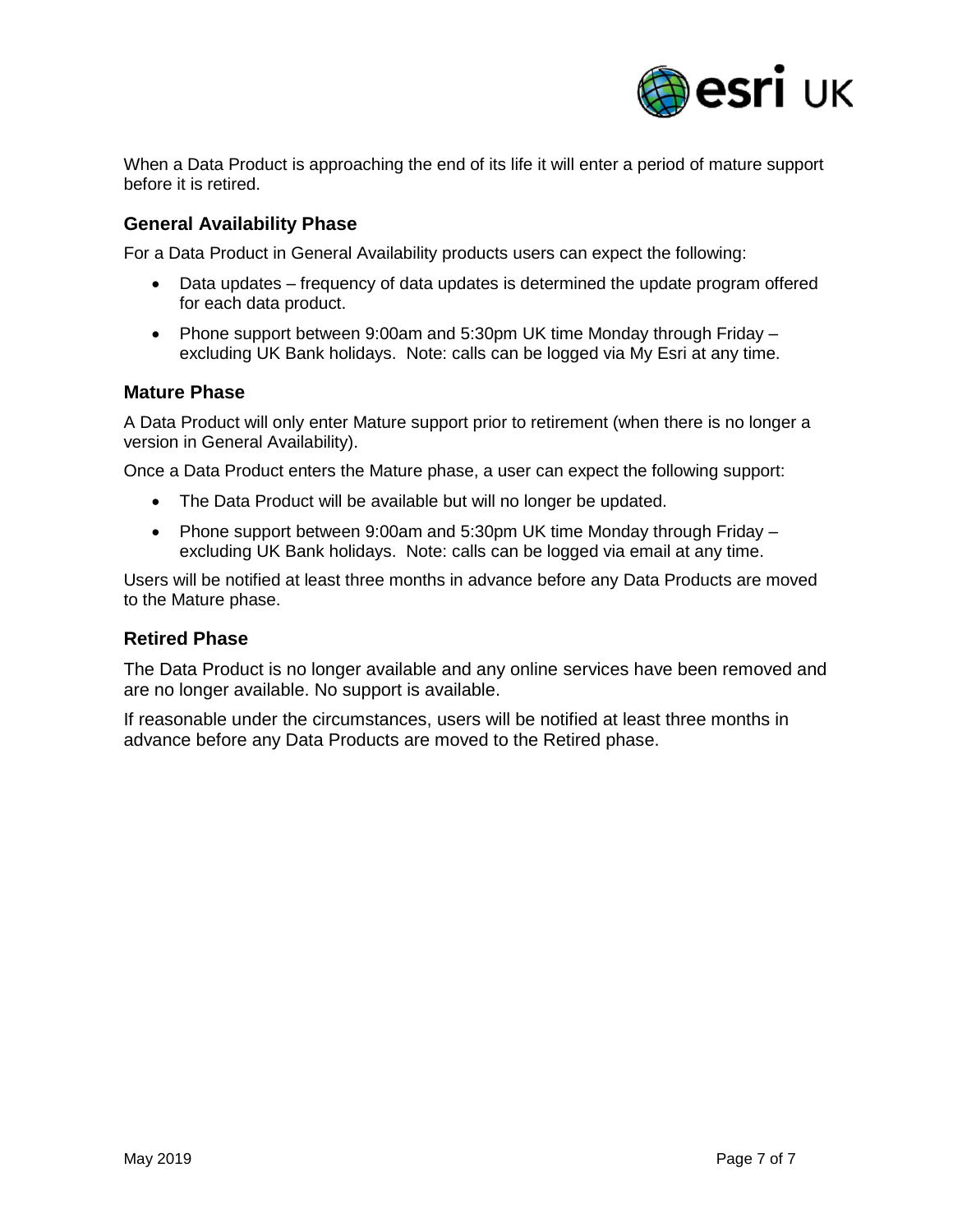When a Data Product is approaching the end of its life it will enter a period of mature support before it is retired.

### General Availability Phase

For a Data Product in General Availability products users can expect the following:

- Data updates – frequency of data updates is determined the update program offered for each data product.
- Phone support between 9:00am and 5:30pm UK time Monday through Friday – excluding UK Bank holidays. Note: calls can be logged via My Esri at any time.

### Mature Phase

A Data Product will only enter Mature support prior to retirement (when there is no longer a version in General Availability).

Once a Data Product enters the Mature phase, a user can expect the following support:

- The Data Product will be available but will no longer be updated.
- Phone support between 9:00am and 5:30pm UK time Monday through Friday – excluding UK Bank holidays. Note: calls can be logged via email at any time.

Users will be notified at least three months in advance before any Data Products are moved to the Mature phase.

### Retired Phase

The Data Product is no longer available and any online services have been removed and are no longer available. No support is available.

If reasonable under the circumstances, users will be notified at least three months in advance before any Data Products are moved to the Retired phase.